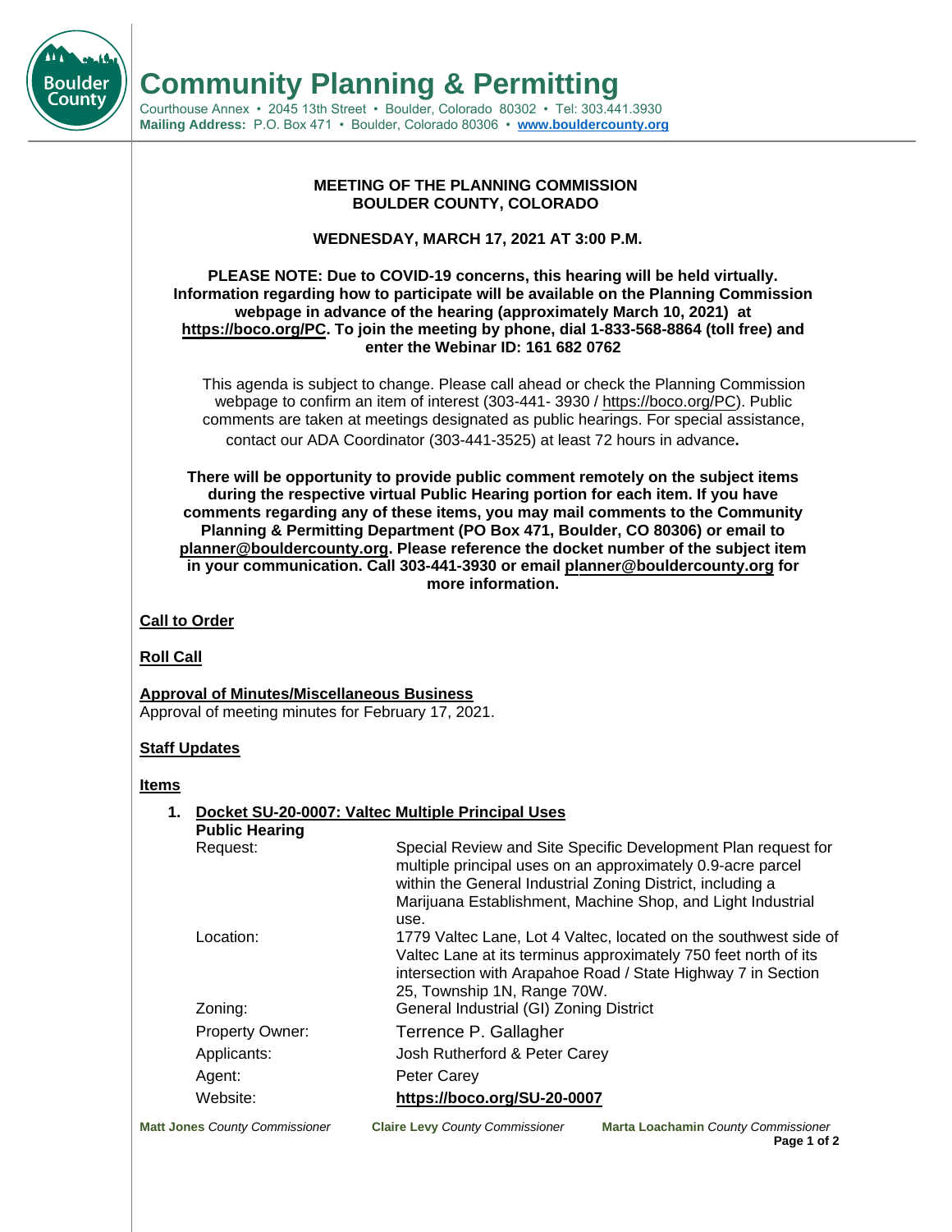# Community Planning & Permitting

Courthouse Annex • 2045 13th Street • Boulder, Colorado 80302 • Tel: 303.441.3930
**Mailing Address:** P.O. Box 471 • Boulder, Colorado 80306 • **www.bouldercounty.org**

**MEETING OF THE PLANNING COMMISSION**
**BOULDER COUNTY, COLORADO**

**WEDNESDAY, MARCH 17, 2021 AT 3:00 P.M.**

**PLEASE NOTE: Due to COVID-19 concerns, this hearing will be held virtually. Information regarding how to participate will be available on the Planning Commission webpage in advance of the hearing (approximately March 10, 2021) at https://boco.org/PC. To join the meeting by phone, dial 1-833-568-8864 (toll free) and enter the Webinar ID: 161 682 0762**

This agenda is subject to change. Please call ahead or check the Planning Commission webpage to confirm an item of interest (303-441- 3930 / https://boco.org/PC). Public comments are taken at meetings designated as public hearings. For special assistance, contact our ADA Coordinator (303-441-3525) at least 72 hours in advance**.**

**There will be opportunity to provide public comment remotely on the subject items during the respective virtual Public Hearing portion for each item. If you have comments regarding any of these items, you may mail comments to the Community Planning & Permitting Department (PO Box 471, Boulder, CO 80306) or email to planner@bouldercounty.org. Please reference the docket number of the subject item in your communication. Call 303-441-3930 or email planner@bouldercounty.org for more information.**

**Call to Order**

**Roll Call**

**Approval of Minutes/Miscellaneous Business**
Approval of meeting minutes for February 17, 2021.

**Staff Updates**

**Items**

1. **Docket SU-20-0007: Valtec Multiple Principal Uses**
   **Public Hearing**

| | |
|---|---|
| Request: | Special Review and Site Specific Development Plan request for multiple principal uses on an approximately 0.9-acre parcel within the General Industrial Zoning District, including a Marijuana Establishment, Machine Shop, and Light Industrial use. |
| Location: | 1779 Valtec Lane, Lot 4 Valtec, located on the southwest side of Valtec Lane at its terminus approximately 750 feet north of its intersection with Arapahoe Road / State Highway 7 in Section 25, Township 1N, Range 70W. |
| Zoning: | General Industrial (GI) Zoning District |
| Property Owner: | Terrence P. Gallagher |
| Applicants: | Josh Rutherford & Peter Carey |
| Agent: | Peter Carey |
| Website: | **https://boco.org/SU-20-0007** |

**Matt Jones** *County Commissioner* **Claire Levy** *County Commissioner* **Marta Loachamin** *County Commissioner*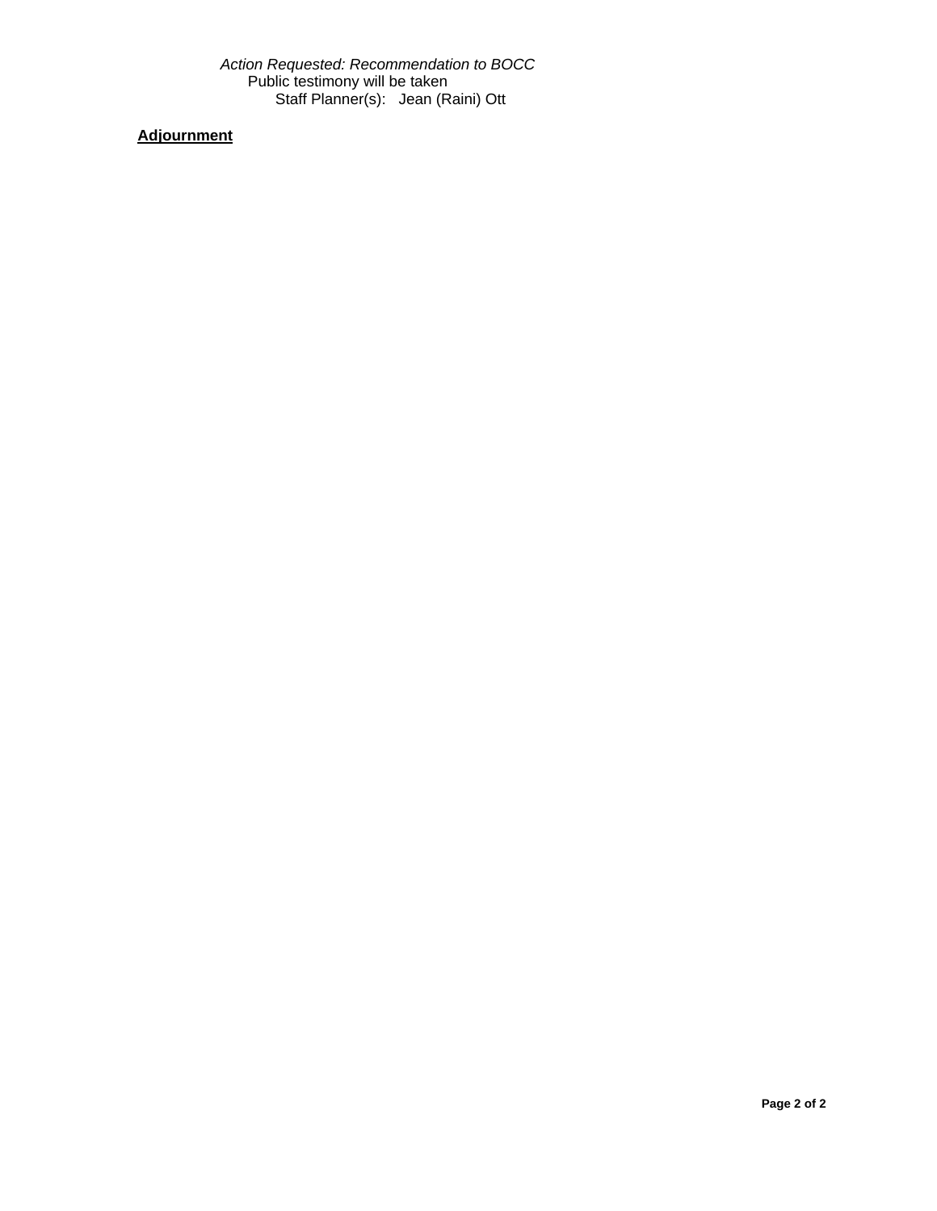*Action Requested: Recommendation to BOCC*
Public testimony will be taken
Staff Planner(s):   Jean (Raini) Ott

**Adjournment**